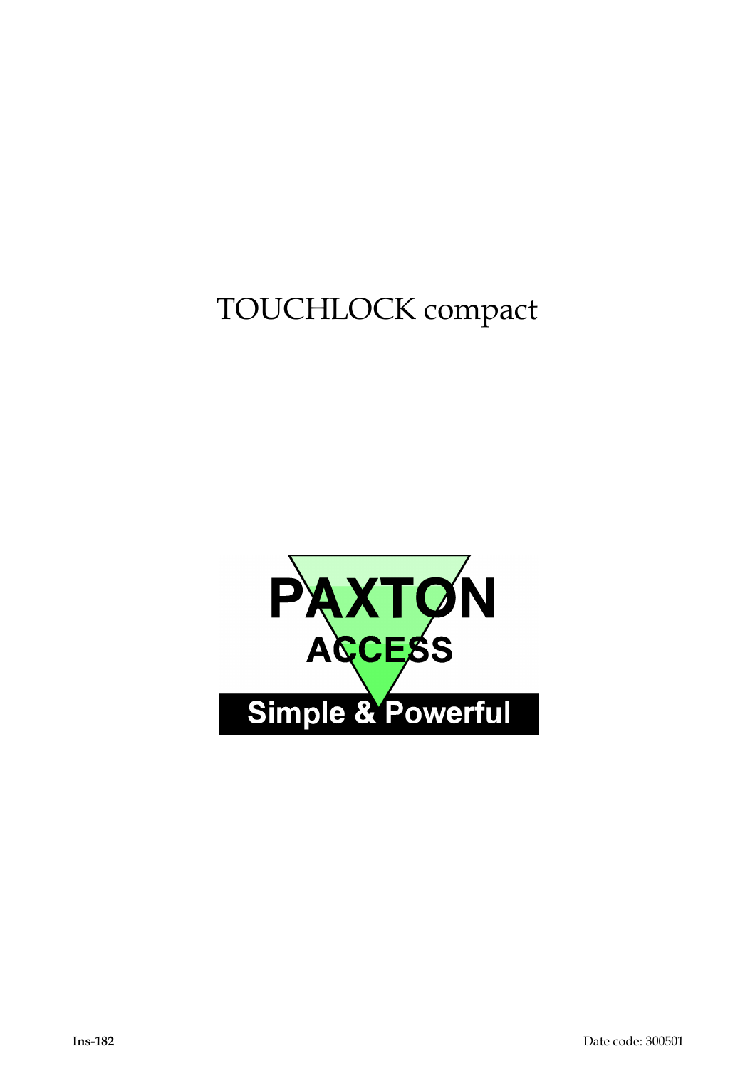# TOUCHLOCK compact

PAXTON

ACCESS

Simple & Powerful

**Ins-182** Date code: 300501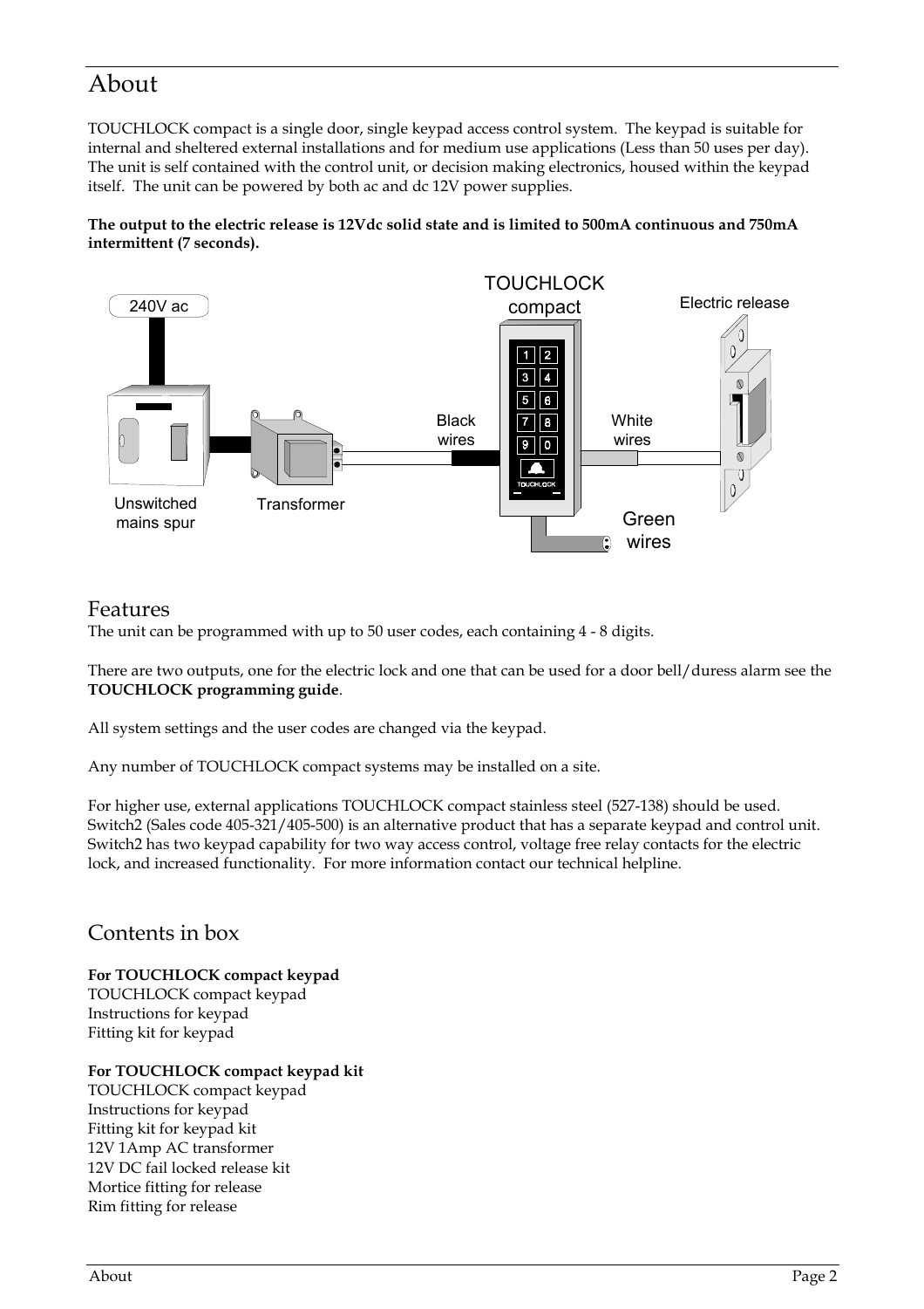# About

TOUCHLOCK compact is a single door, single keypad access control system. The keypad is suitable for internal and sheltered external installations and for medium use applications (Less than 50 uses per day). The unit is self contained with the control unit, or decision making electronics, housed within the keypad itself. The unit can be powered by both ac and dc 12V power supplies.

**The output to the electric release is 12Vdc solid state and is limited to 500mA continuous and 750mA intermittent (7 seconds).**

## Features

The unit can be programmed with up to 50 user codes, each containing 4 - 8 digits.

There are two outputs, one for the electric lock and one that can be used for a door bell/duress alarm see the **TOUCHLOCK programming guide**.

All system settings and the user codes are changed via the keypad.

Any number of TOUCHLOCK compact systems may be installed on a site.

For higher use, external applications TOUCHLOCK compact stainless steel (527-138) should be used. Switch2 (Sales code 405-321/405-500) is an alternative product that has a separate keypad and control unit. Switch2 has two keypad capability for two way access control, voltage free relay contacts for the electric lock, and increased functionality. For more information contact our technical helpline.

## Contents in box

**For TOUCHLOCK compact keypad**
TOUCHLOCK compact keypad
Instructions for keypad
Fitting kit for keypad

**For TOUCHLOCK compact keypad kit**
TOUCHLOCK compact keypad
Instructions for keypad
Fitting kit for keypad kit
12V 1Amp AC transformer
12V DC fail locked release kit
Mortice fitting for release
Rim fitting for release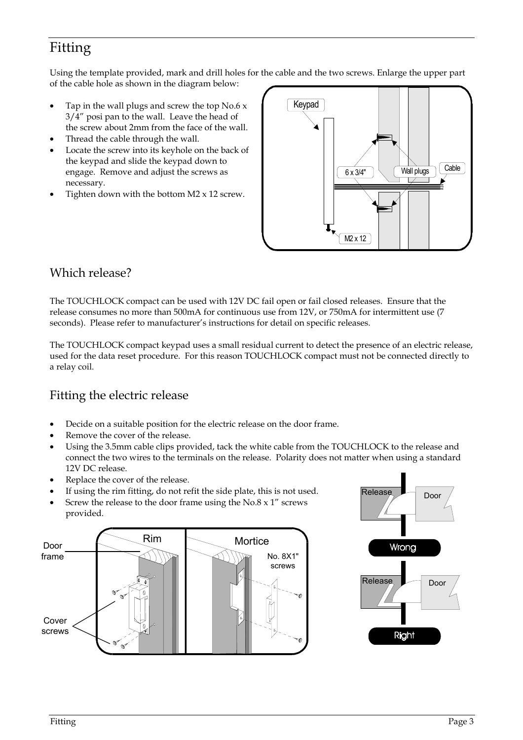# Fitting

Using the template provided, mark and drill holes for the cable and the two screws. Enlarge the upper part of the cable hole as shown in the diagram below:

- Tap in the wall plugs and screw the top No.6 x 3/4" posi pan to the wall. Leave the head of the screw about 2mm from the face of the wall.
- Thread the cable through the wall.
- Locate the screw into its keyhole on the back of the keypad and slide the keypad down to engage. Remove and adjust the screws as necessary.
- Tighten down with the bottom M2 x 12 screw.

## Which release?

The TOUCHLOCK compact can be used with 12V DC fail open or fail closed releases. Ensure that the release consumes no more than 500mA for continuous use from 12V, or 750mA for intermittent use (7 seconds). Please refer to manufacturer's instructions for detail on specific releases.

The TOUCHLOCK compact keypad uses a small residual current to detect the presence of an electric release, used for the data reset procedure. For this reason TOUCHLOCK compact must not be connected directly to a relay coil.

## Fitting the electric release

- Decide on a suitable position for the electric release on the door frame.
- Remove the cover of the release.
- Using the 3.5mm cable clips provided, tack the white cable from the TOUCHLOCK to the release and connect the two wires to the terminals on the release. Polarity does not matter when using a standard 12V DC release.
- Replace the cover of the release.
- If using the rim fitting, do not refit the side plate, this is not used.
- Screw the release to the door frame using the No.8 x 1" screws provided.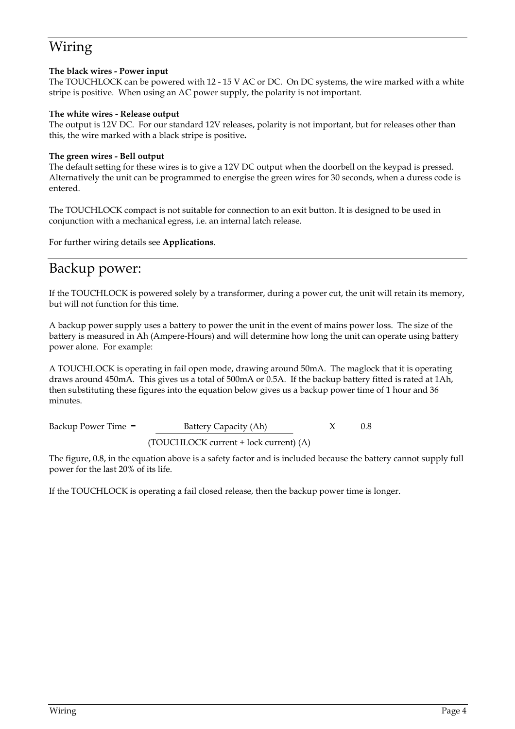# Wiring

**The black wires - Power input**
The TOUCHLOCK can be powered with 12 - 15 V AC or DC. On DC systems, the wire marked with a white stripe is positive. When using an AC power supply, the polarity is not important.

**The white wires - Release output**
The output is 12V DC. For our standard 12V releases, polarity is not important, but for releases other than this, the wire marked with a black stripe is positive**.**

**The green wires - Bell output**
The default setting for these wires is to give a 12V DC output when the doorbell on the keypad is pressed. Alternatively the unit can be programmed to energise the green wires for 30 seconds, when a duress code is entered.

The TOUCHLOCK compact is not suitable for connection to an exit button. It is designed to be used in conjunction with a mechanical egress, i.e. an internal latch release.

For further wiring details see **Applications**.

# Backup power:

If the TOUCHLOCK is powered solely by a transformer, during a power cut, the unit will retain its memory, but will not function for this time.

A backup power supply uses a battery to power the unit in the event of mains power loss. The size of the battery is measured in Ah (Ampere-Hours) and will determine how long the unit can operate using battery power alone. For example:

A TOUCHLOCK is operating in fail open mode, drawing around 50mA. The maglock that it is operating draws around 450mA. This gives us a total of 500mA or 0.5A. If the backup battery fitted is rated at 1Ah, then substituting these figures into the equation below gives us a backup power time of 1 hour and 36 minutes.

$$\text{Backup Power Time} = \frac{\text{Battery Capacity (Ah)}}{\text{(TOUCHLOCK current + lock current) (A)}} \times 0.8$$

The figure, 0.8, in the equation above is a safety factor and is included because the battery cannot supply full power for the last 20% of its life.

If the TOUCHLOCK is operating a fail closed release, then the backup power time is longer.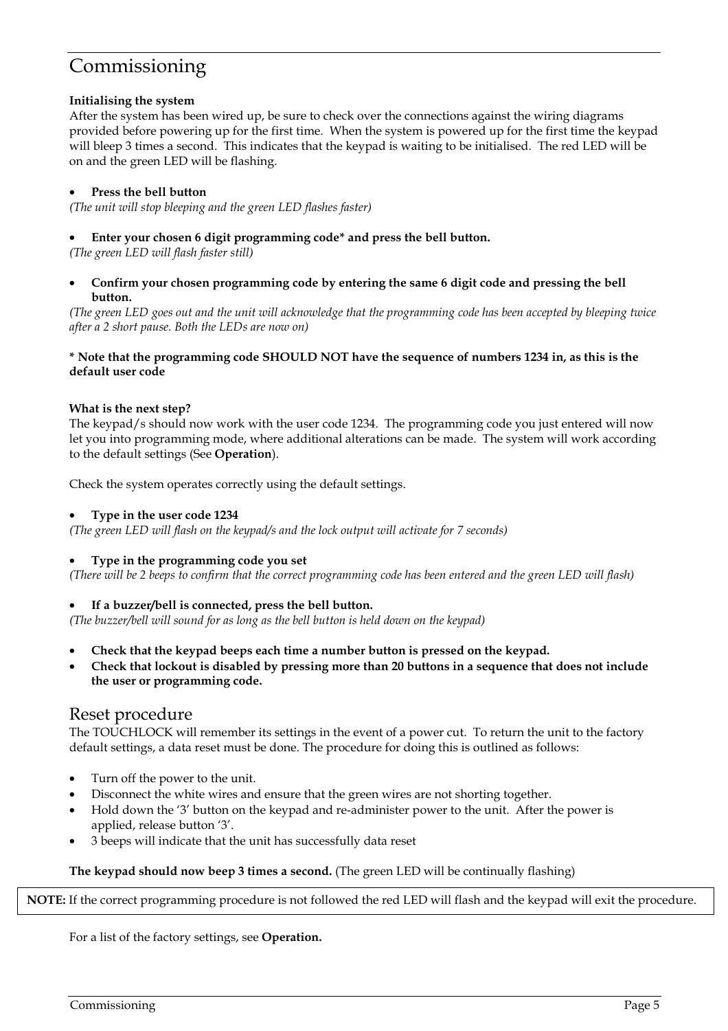# Commissioning

**Initialising the system**

After the system has been wired up, be sure to check over the connections against the wiring diagrams provided before powering up for the first time. When the system is powered up for the first time the keypad will bleep 3 times a second. This indicates that the keypad is waiting to be initialised. The red LED will be on and the green LED will be flashing.

- **Press the bell button**

*(The unit will stop bleeping and the green LED flashes faster)*

- **Enter your chosen 6 digit programming code* and press the bell button.**

*(The green LED will flash faster still)*

- **Confirm your chosen programming code by entering the same 6 digit code and pressing the bell button.**

*(The green LED goes out and the unit will acknowledge that the programming code has been accepted by bleeping twice after a 2 short pause. Both the LEDs are now on)*

**\* Note that the programming code SHOULD NOT have the sequence of numbers 1234 in, as this is the default user code**

**What is the next step?**

The keypad/s should now work with the user code 1234. The programming code you just entered will now let you into programming mode, where additional alterations can be made. The system will work according to the default settings (See **Operation**).

Check the system operates correctly using the default settings.

- **Type in the user code 1234**

*(The green LED will flash on the keypad/s and the lock output will activate for 7 seconds)*

- **Type in the programming code you set**

*(There will be 2 beeps to confirm that the correct programming code has been entered and the green LED will flash)*

- **If a buzzer/bell is connected, press the bell button.**

*(The buzzer/bell will sound for as long as the bell button is held down on the keypad)*

- **Check that the keypad beeps each time a number button is pressed on the keypad.**
- **Check that lockout is disabled by pressing more than 20 buttons in a sequence that does not include the user or programming code.**

## Reset procedure

The TOUCHLOCK will remember its settings in the event of a power cut. To return the unit to the factory default settings, a data reset must be done. The procedure for doing this is outlined as follows:

- Turn off the power to the unit.
- Disconnect the white wires and ensure that the green wires are not shorting together.
- Hold down the '3' button on the keypad and re-administer power to the unit. After the power is applied, release button '3'.
- 3 beeps will indicate that the unit has successfully data reset

**The keypad should now beep 3 times a second.** (The green LED will be continually flashing)

**NOTE:** If the correct programming procedure is not followed the red LED will flash and the keypad will exit the procedure.

For a list of the factory settings, see **Operation.**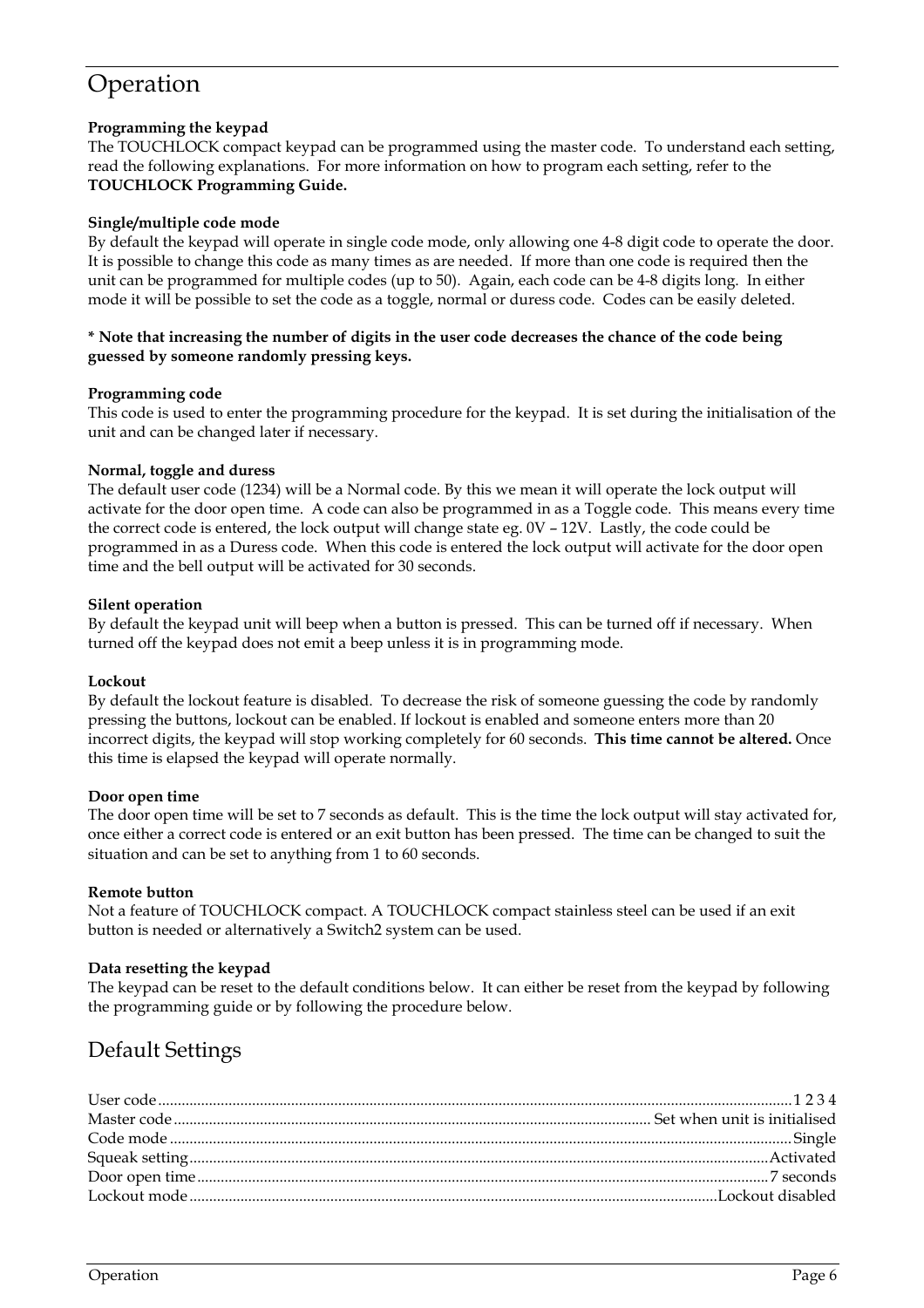# Operation

**Programming the keypad**
The TOUCHLOCK compact keypad can be programmed using the master code. To understand each setting, read the following explanations. For more information on how to program each setting, refer to the **TOUCHLOCK Programming Guide.**

**Single/multiple code mode**
By default the keypad will operate in single code mode, only allowing one 4-8 digit code to operate the door. It is possible to change this code as many times as are needed. If more than one code is required then the unit can be programmed for multiple codes (up to 50). Again, each code can be 4-8 digits long. In either mode it will be possible to set the code as a toggle, normal or duress code. Codes can be easily deleted.

**\* Note that increasing the number of digits in the user code decreases the chance of the code being guessed by someone randomly pressing keys.**

**Programming code**
This code is used to enter the programming procedure for the keypad. It is set during the initialisation of the unit and can be changed later if necessary.

**Normal, toggle and duress**
The default user code (1234) will be a Normal code. By this we mean it will operate the lock output will activate for the door open time. A code can also be programmed in as a Toggle code. This means every time the correct code is entered, the lock output will change state eg. 0V – 12V. Lastly, the code could be programmed in as a Duress code. When this code is entered the lock output will activate for the door open time and the bell output will be activated for 30 seconds.

**Silent operation**
By default the keypad unit will beep when a button is pressed. This can be turned off if necessary. When turned off the keypad does not emit a beep unless it is in programming mode.

**Lockout**
By default the lockout feature is disabled. To decrease the risk of someone guessing the code by randomly pressing the buttons, lockout can be enabled. If lockout is enabled and someone enters more than 20 incorrect digits, the keypad will stop working completely for 60 seconds. **This time cannot be altered.** Once this time is elapsed the keypad will operate normally.

**Door open time**
The door open time will be set to 7 seconds as default. This is the time the lock output will stay activated for, once either a correct code is entered or an exit button has been pressed. The time can be changed to suit the situation and can be set to anything from 1 to 60 seconds.

**Remote button**
Not a feature of TOUCHLOCK compact. A TOUCHLOCK compact stainless steel can be used if an exit button is needed or alternatively a Switch2 system can be used.

**Data resetting the keypad**
The keypad can be reset to the default conditions below. It can either be reset from the keypad by following the programming guide or by following the procedure below.

## Default Settings

User code........................................1 2 3 4
Master code........................................Set when unit is initialised
Code mode........................................Single
Squeak setting........................................Activated
Door open time........................................7 seconds
Lockout mode........................................Lockout disabled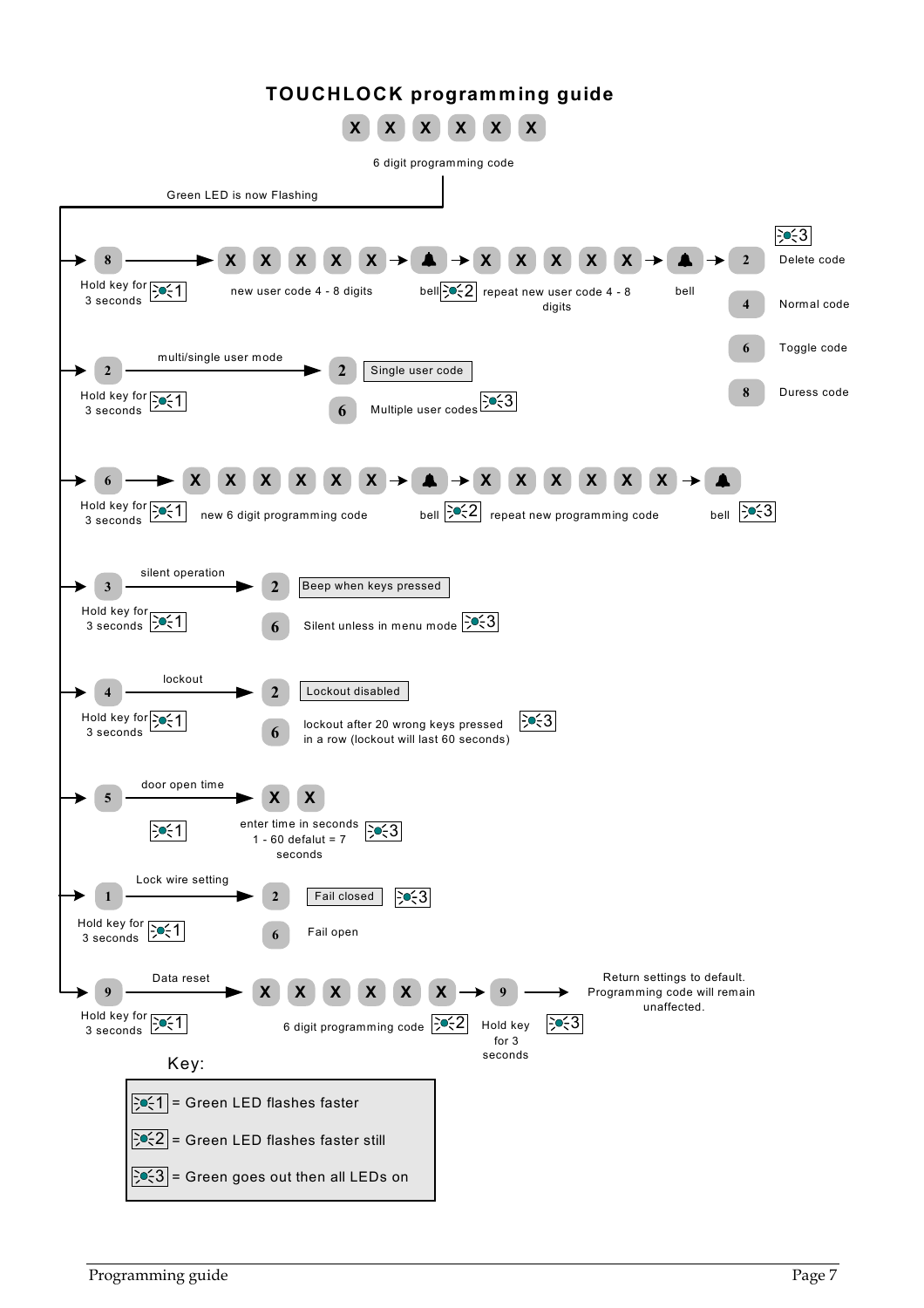# TOUCHLOCK programming guide

X X X X X X

6 digit programming code

Green LED is now Flashing

- **8** — Hold key for 3 seconds [LED 1] → X X X X X (new user code 4 - 8 digits) → bell [LED 2] → X X X X X (repeat new user code 4 - 8 digits) → bell → [LED 3]
  - **2** Delete code
  - **4** Normal code
  - **6** Toggle code
  - **8** Duress code

- **2** — Hold key for 3 seconds [LED 1] → multi/single user mode
  - **2** Single user code
  - **6** Multiple user codes [LED 3]

- **6** — Hold key for 3 seconds [LED 1] → X X X X X X (new 6 digit programming code) → bell [LED 2] → X X X X X X (repeat new programming code) → bell [LED 3]

- **3** — Hold key for 3 seconds [LED 1] → silent operation
  - **2** Beep when keys pressed
  - **6** Silent unless in menu mode [LED 3]

- **4** — Hold key for 3 seconds [LED 1] → lockout
  - **2** Lockout disabled
  - **6** lockout after 20 wrong keys pressed in a row (lockout will last 60 seconds) [LED 3]

- **5** — [LED 1] → door open time → X X (enter time in seconds 1 - 60 defalut = 7 seconds) [LED 3]

- **1** — Hold key for 3 seconds [LED 1] → Lock wire setting
  - **2** Fail closed [LED 3]
  - **6** Fail open

- **9** — Hold key for 3 seconds [LED 1] → Data reset → X X X X X X (6 digit programming code) [LED 2] → **9** Hold key for 3 seconds [LED 3] → Return settings to default. Programming code will remain unaffected.

Key:

| | |
|---|---|
| [LED 1] | = Green LED flashes faster |
| [LED 2] | = Green LED flashes faster still |
| [LED 3] | = Green goes out then all LEDs on |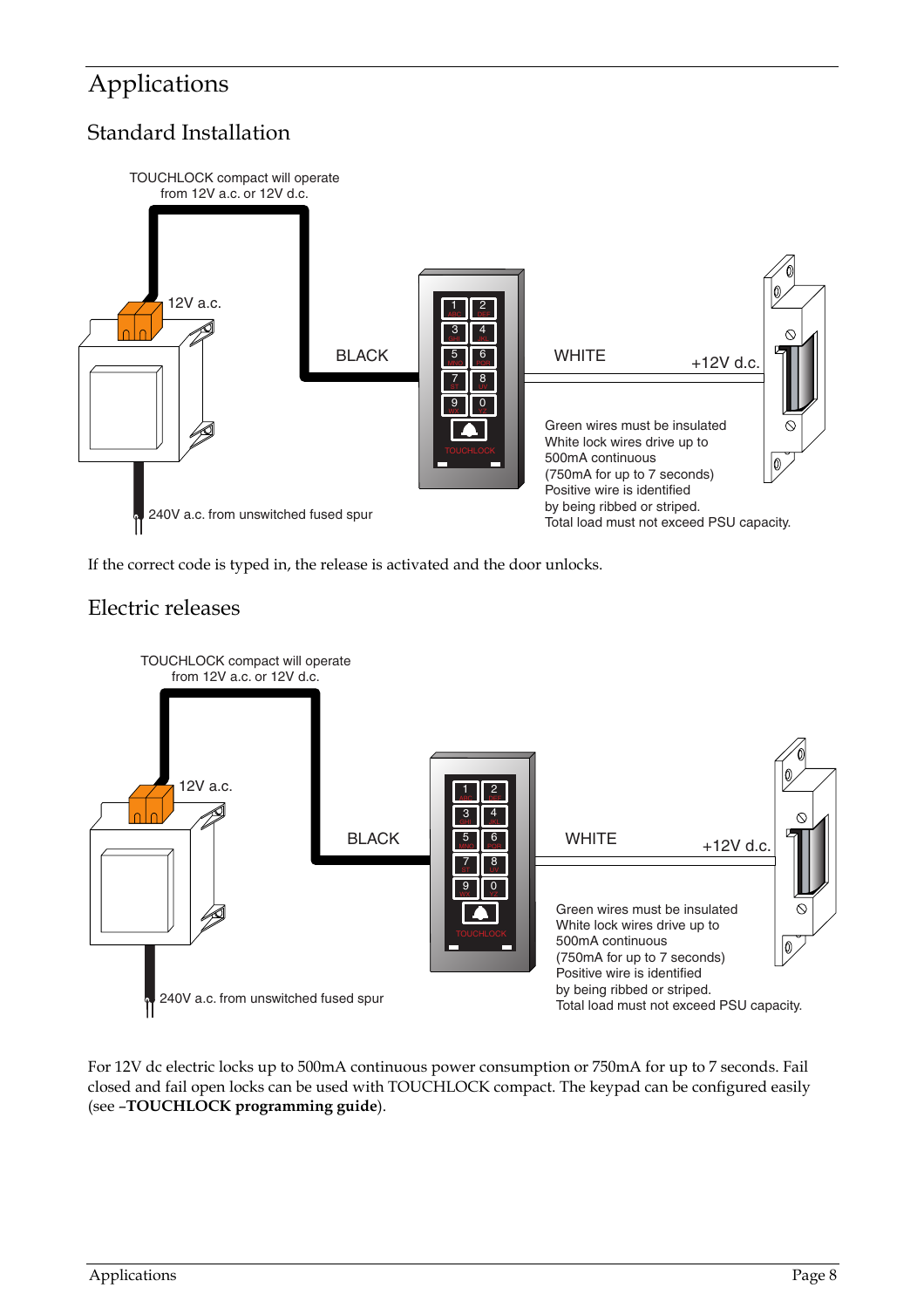# Applications

## Standard Installation

TOUCHLOCK compact will operate from 12V a.c. or 12V d.c.

12V a.c.

BLACK

WHITE

+12V d.c.

240V a.c. from unswitched fused spur

Green wires must be insulated
White lock wires drive up to 500mA continuous
(750mA for up to 7 seconds)
Positive wire is identified by being ribbed or striped.
Total load must not exceed PSU capacity.

If the correct code is typed in, the release is activated and the door unlocks.

## Electric releases

TOUCHLOCK compact will operate from 12V a.c. or 12V d.c.

12V a.c.

BLACK

WHITE

+12V d.c.

240V a.c. from unswitched fused spur

Green wires must be insulated
White lock wires drive up to 500mA continuous
(750mA for up to 7 seconds)
Positive wire is identified by being ribbed or striped.
Total load must not exceed PSU capacity.

For 12V dc electric locks up to 500mA continuous power consumption or 750mA for up to 7 seconds. Fail closed and fail open locks can be used with TOUCHLOCK compact. The keypad can be configured easily (see –**TOUCHLOCK programming guide**).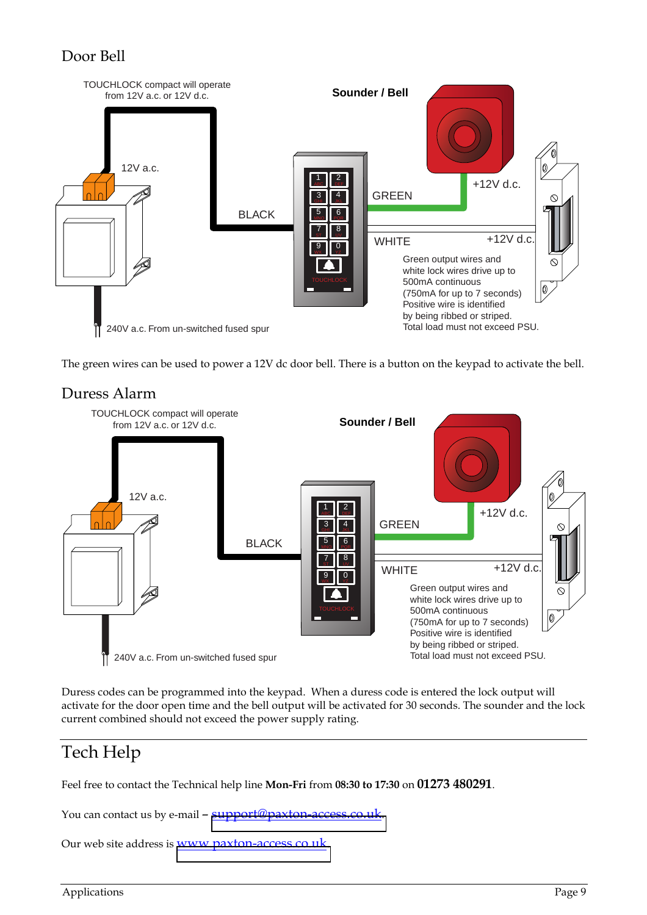## Door Bell

TOUCHLOCK compact will operate from 12V a.c. or 12V d.c.

Sounder / Bell

12V a.c.

BLACK

GREEN

+12V d.c.

WHITE

+12V d.c.

Green output wires and white lock wires drive up to 500mA continuous (750mA for up to 7 seconds) Positive wire is identified by being ribbed or striped. Total load must not exceed PSU.

240V a.c. From un-switched fused spur

The green wires can be used to power a 12V dc door bell. There is a button on the keypad to activate the bell.

## Duress Alarm

TOUCHLOCK compact will operate from 12V a.c. or 12V d.c.

Sounder / Bell

12V a.c.

BLACK

GREEN

+12V d.c.

WHITE

+12V d.c.

Green output wires and white lock wires drive up to 500mA continuous (750mA for up to 7 seconds) Positive wire is identified by being ribbed or striped. Total load must not exceed PSU.

240V a.c. From un-switched fused spur

Duress codes can be programmed into the keypad. When a duress code is entered the lock output will activate for the door open time and the bell output will be activated for 30 seconds. The sounder and the lock current combined should not exceed the power supply rating.

## Tech Help

Feel free to contact the Technical help line **Mon-Fri** from **08:30 to 17:30** on **01273 480291**.

You can contact us by e-mail – support@paxton-access.co.uk.

Our web site address is www.paxton-access.co.uk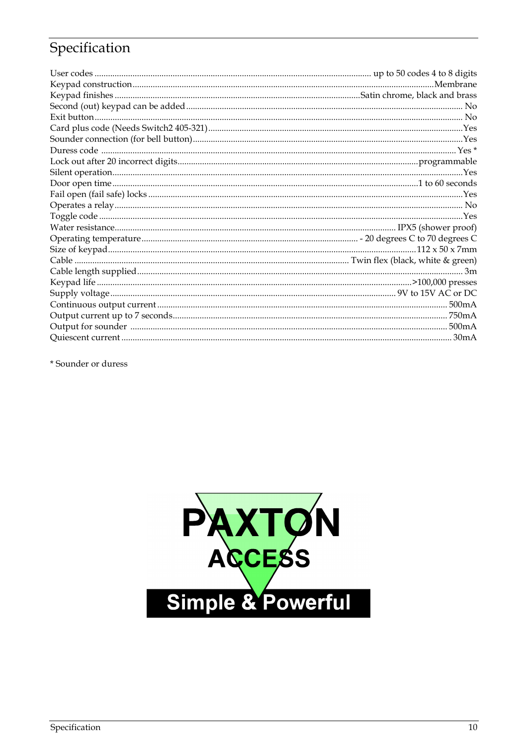# Specification

| | |
|---|---|
| User codes | up to 50 codes 4 to 8 digits |
| Keypad construction | Membrane |
| Keypad finishes | Satin chrome, black and brass |
| Second (out) keypad can be added | No |
| Exit button | No |
| Card plus code (Needs Switch2 405-321) | Yes |
| Sounder connection (for bell button) | Yes |
| Duress code | Yes * |
| Lock out after 20 incorrect digits | programmable |
| Silent operation | Yes |
| Door open time | 1 to 60 seconds |
| Fail open (fail safe) locks | Yes |
| Operates a relay | No |
| Toggle code | Yes |
| Water resistance | IPX5 (shower proof) |
| Operating temperature | - 20 degrees C to 70 degrees C |
| Size of keypad | 112 x 50 x 7mm |
| Cable | Twin flex (black, white & green) |
| Cable length supplied | 3m |
| Keypad life | >100,000 presses |
| Supply voltage | 9V to 15V AC or DC |
| Continuous output current | 500mA |
| Output current up to 7 seconds | 750mA |
| Output for sounder | 500mA |
| Quiescent current | 30mA |

* Sounder or duress

PAXTON ACCESS

Simple & Powerful